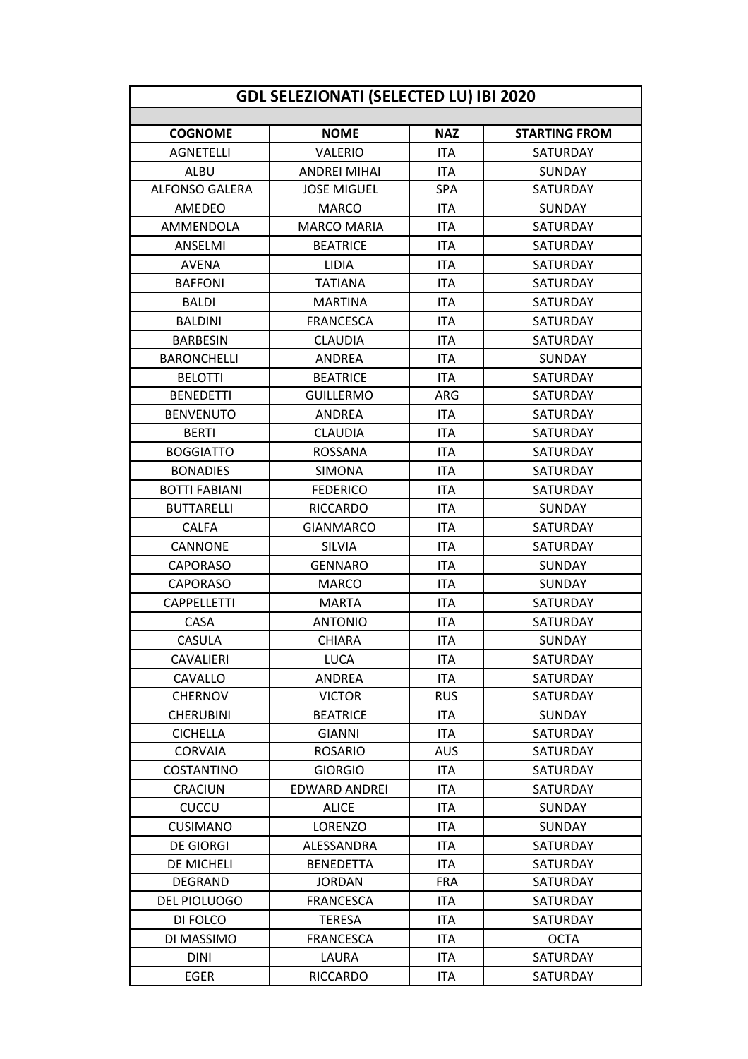| GDL SELEZIONATI (SELECTED LU) IBI 2020 | | | |
|---|---|---|---|
| | | | |
| **COGNOME** | **NOME** | **NAZ** | **STARTING FROM** |
| AGNETELLI | VALERIO | ITA | SATURDAY |
| ALBU | ANDREI MIHAI | ITA | SUNDAY |
| ALFONSO GALERA | JOSE MIGUEL | SPA | SATURDAY |
| AMEDEO | MARCO | ITA | SUNDAY |
| AMMENDOLA | MARCO MARIA | ITA | SATURDAY |
| ANSELMI | BEATRICE | ITA | SATURDAY |
| AVENA | LIDIA | ITA | SATURDAY |
| BAFFONI | TATIANA | ITA | SATURDAY |
| BALDI | MARTINA | ITA | SATURDAY |
| BALDINI | FRANCESCA | ITA | SATURDAY |
| BARBESIN | CLAUDIA | ITA | SATURDAY |
| BARONCHELLI | ANDREA | ITA | SUNDAY |
| BELOTTI | BEATRICE | ITA | SATURDAY |
| BENEDETTI | GUILLERMO | ARG | SATURDAY |
| BENVENUTO | ANDREA | ITA | SATURDAY |
| BERTI | CLAUDIA | ITA | SATURDAY |
| BOGGIATTO | ROSSANA | ITA | SATURDAY |
| BONADIES | SIMONA | ITA | SATURDAY |
| BOTTI FABIANI | FEDERICO | ITA | SATURDAY |
| BUTTARELLI | RICCARDO | ITA | SUNDAY |
| CALFA | GIANMARCO | ITA | SATURDAY |
| CANNONE | SILVIA | ITA | SATURDAY |
| CAPORASO | GENNARO | ITA | SUNDAY |
| CAPORASO | MARCO | ITA | SUNDAY |
| CAPPELLETTI | MARTA | ITA | SATURDAY |
| CASA | ANTONIO | ITA | SATURDAY |
| CASULA | CHIARA | ITA | SUNDAY |
| CAVALIERI | LUCA | ITA | SATURDAY |
| CAVALLO | ANDREA | ITA | SATURDAY |
| CHERNOV | VICTOR | RUS | SATURDAY |
| CHERUBINI | BEATRICE | ITA | SUNDAY |
| CICHELLA | GIANNI | ITA | SATURDAY |
| CORVAIA | ROSARIO | AUS | SATURDAY |
| COSTANTINO | GIORGIO | ITA | SATURDAY |
| CRACIUN | EDWARD ANDREI | ITA | SATURDAY |
| CUCCU | ALICE | ITA | SUNDAY |
| CUSIMANO | LORENZO | ITA | SUNDAY |
| DE GIORGI | ALESSANDRA | ITA | SATURDAY |
| DE MICHELI | BENEDETTA | ITA | SATURDAY |
| DEGRAND | JORDAN | FRA | SATURDAY |
| DEL PIOLUOGO | FRANCESCA | ITA | SATURDAY |
| DI FOLCO | TERESA | ITA | SATURDAY |
| DI MASSIMO | FRANCESCA | ITA | OCTA |
| DINI | LAURA | ITA | SATURDAY |
| EGER | RICCARDO | ITA | SATURDAY |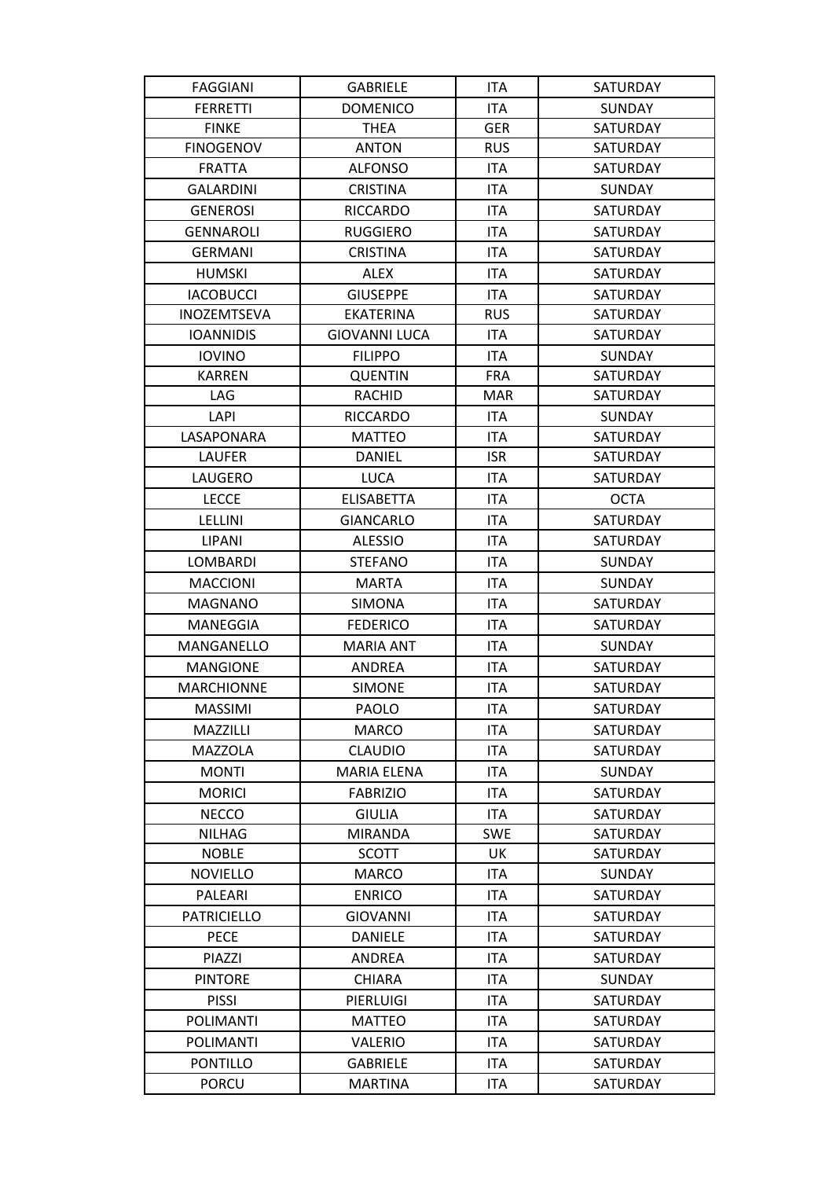| FAGGIANI | GABRIELE | ITA | SATURDAY |
|---|---|---|---|
| FERRETTI | DOMENICO | ITA | SUNDAY |
| FINKE | THEA | GER | SATURDAY |
| FINOGENOV | ANTON | RUS | SATURDAY |
| FRATTA | ALFONSO | ITA | SATURDAY |
| GALARDINI | CRISTINA | ITA | SUNDAY |
| GENEROSI | RICCARDO | ITA | SATURDAY |
| GENNAROLI | RUGGIERO | ITA | SATURDAY |
| GERMANI | CRISTINA | ITA | SATURDAY |
| HUMSKI | ALEX | ITA | SATURDAY |
| IACOBUCCI | GIUSEPPE | ITA | SATURDAY |
| INOZEMTSEVA | EKATERINA | RUS | SATURDAY |
| IOANNIDIS | GIOVANNI LUCA | ITA | SATURDAY |
| IOVINO | FILIPPO | ITA | SUNDAY |
| KARREN | QUENTIN | FRA | SATURDAY |
| LAG | RACHID | MAR | SATURDAY |
| LAPI | RICCARDO | ITA | SUNDAY |
| LASAPONARA | MATTEO | ITA | SATURDAY |
| LAUFER | DANIEL | ISR | SATURDAY |
| LAUGERO | LUCA | ITA | SATURDAY |
| LECCE | ELISABETTA | ITA | OCTA |
| LELLINI | GIANCARLO | ITA | SATURDAY |
| LIPANI | ALESSIO | ITA | SATURDAY |
| LOMBARDI | STEFANO | ITA | SUNDAY |
| MACCIONI | MARTA | ITA | SUNDAY |
| MAGNANO | SIMONA | ITA | SATURDAY |
| MANEGGIA | FEDERICO | ITA | SATURDAY |
| MANGANELLO | MARIA ANT | ITA | SUNDAY |
| MANGIONE | ANDREA | ITA | SATURDAY |
| MARCHIONNE | SIMONE | ITA | SATURDAY |
| MASSIMI | PAOLO | ITA | SATURDAY |
| MAZZILLI | MARCO | ITA | SATURDAY |
| MAZZOLA | CLAUDIO | ITA | SATURDAY |
| MONTI | MARIA ELENA | ITA | SUNDAY |
| MORICI | FABRIZIO | ITA | SATURDAY |
| NECCO | GIULIA | ITA | SATURDAY |
| NILHAG | MIRANDA | SWE | SATURDAY |
| NOBLE | SCOTT | UK | SATURDAY |
| NOVIELLO | MARCO | ITA | SUNDAY |
| PALEARI | ENRICO | ITA | SATURDAY |
| PATRICIELLO | GIOVANNI | ITA | SATURDAY |
| PECE | DANIELE | ITA | SATURDAY |
| PIAZZI | ANDREA | ITA | SATURDAY |
| PINTORE | CHIARA | ITA | SUNDAY |
| PISSI | PIERLUIGI | ITA | SATURDAY |
| POLIMANTI | MATTEO | ITA | SATURDAY |
| POLIMANTI | VALERIO | ITA | SATURDAY |
| PONTILLO | GABRIELE | ITA | SATURDAY |
| PORCU | MARTINA | ITA | SATURDAY |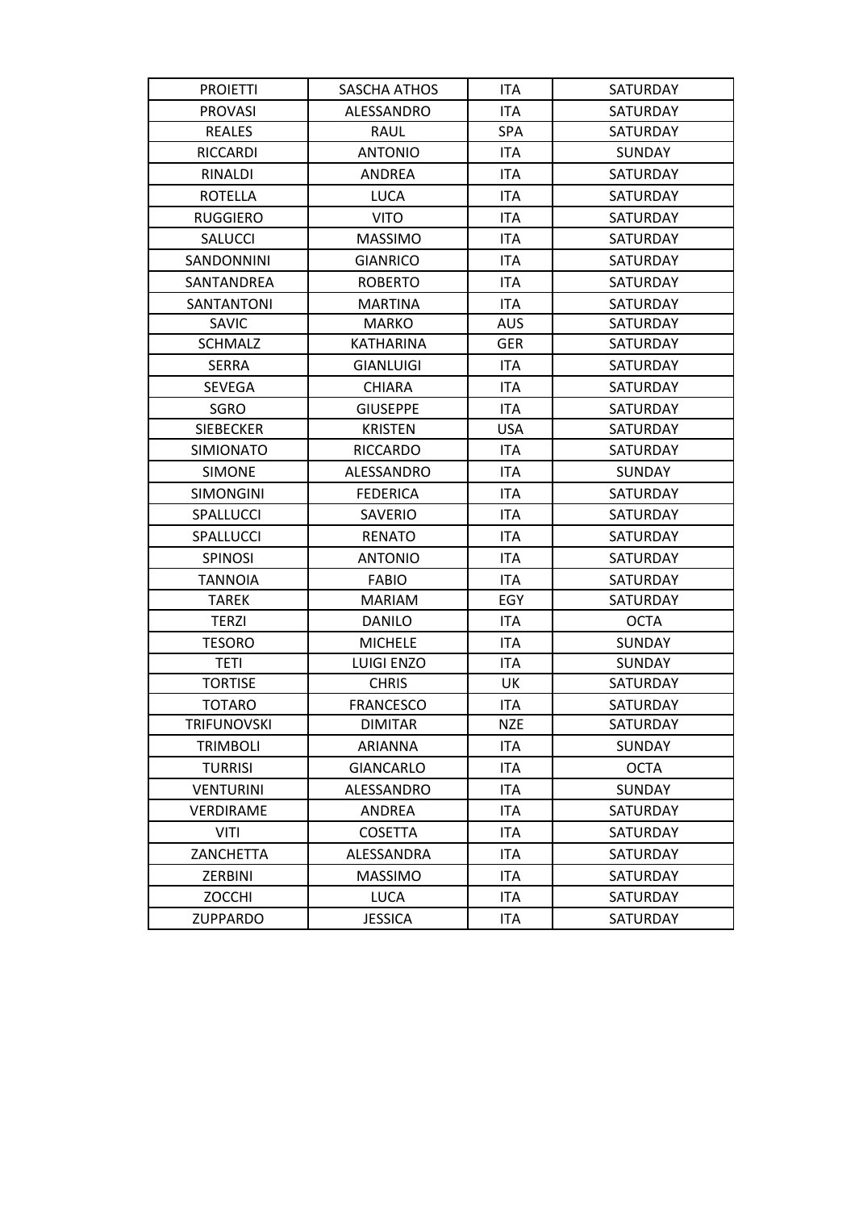| | | | |
|---|---|---|---|
| PROIETTI | SASCHA ATHOS | ITA | SATURDAY |
| PROVASI | ALESSANDRO | ITA | SATURDAY |
| REALES | RAUL | SPA | SATURDAY |
| RICCARDI | ANTONIO | ITA | SUNDAY |
| RINALDI | ANDREA | ITA | SATURDAY |
| ROTELLA | LUCA | ITA | SATURDAY |
| RUGGIERO | VITO | ITA | SATURDAY |
| SALUCCI | MASSIMO | ITA | SATURDAY |
| SANDONNINI | GIANRICO | ITA | SATURDAY |
| SANTANDREA | ROBERTO | ITA | SATURDAY |
| SANTANTONI | MARTINA | ITA | SATURDAY |
| SAVIC | MARKO | AUS | SATURDAY |
| SCHMALZ | KATHARINA | GER | SATURDAY |
| SERRA | GIANLUIGI | ITA | SATURDAY |
| SEVEGA | CHIARA | ITA | SATURDAY |
| SGRO | GIUSEPPE | ITA | SATURDAY |
| SIEBECKER | KRISTEN | USA | SATURDAY |
| SIMIONATO | RICCARDO | ITA | SATURDAY |
| SIMONE | ALESSANDRO | ITA | SUNDAY |
| SIMONGINI | FEDERICA | ITA | SATURDAY |
| SPALLUCCI | SAVERIO | ITA | SATURDAY |
| SPALLUCCI | RENATO | ITA | SATURDAY |
| SPINOSI | ANTONIO | ITA | SATURDAY |
| TANNOIA | FABIO | ITA | SATURDAY |
| TAREK | MARIAM | EGY | SATURDAY |
| TERZI | DANILO | ITA | OCTA |
| TESORO | MICHELE | ITA | SUNDAY |
| TETI | LUIGI ENZO | ITA | SUNDAY |
| TORTISE | CHRIS | UK | SATURDAY |
| TOTARO | FRANCESCO | ITA | SATURDAY |
| TRIFUNOVSKI | DIMITAR | NZE | SATURDAY |
| TRIMBOLI | ARIANNA | ITA | SUNDAY |
| TURRISI | GIANCARLO | ITA | OCTA |
| VENTURINI | ALESSANDRO | ITA | SUNDAY |
| VERDIRAME | ANDREA | ITA | SATURDAY |
| VITI | COSETTA | ITA | SATURDAY |
| ZANCHETTA | ALESSANDRA | ITA | SATURDAY |
| ZERBINI | MASSIMO | ITA | SATURDAY |
| ZOCCHI | LUCA | ITA | SATURDAY |
| ZUPPARDO | JESSICA | ITA | SATURDAY |